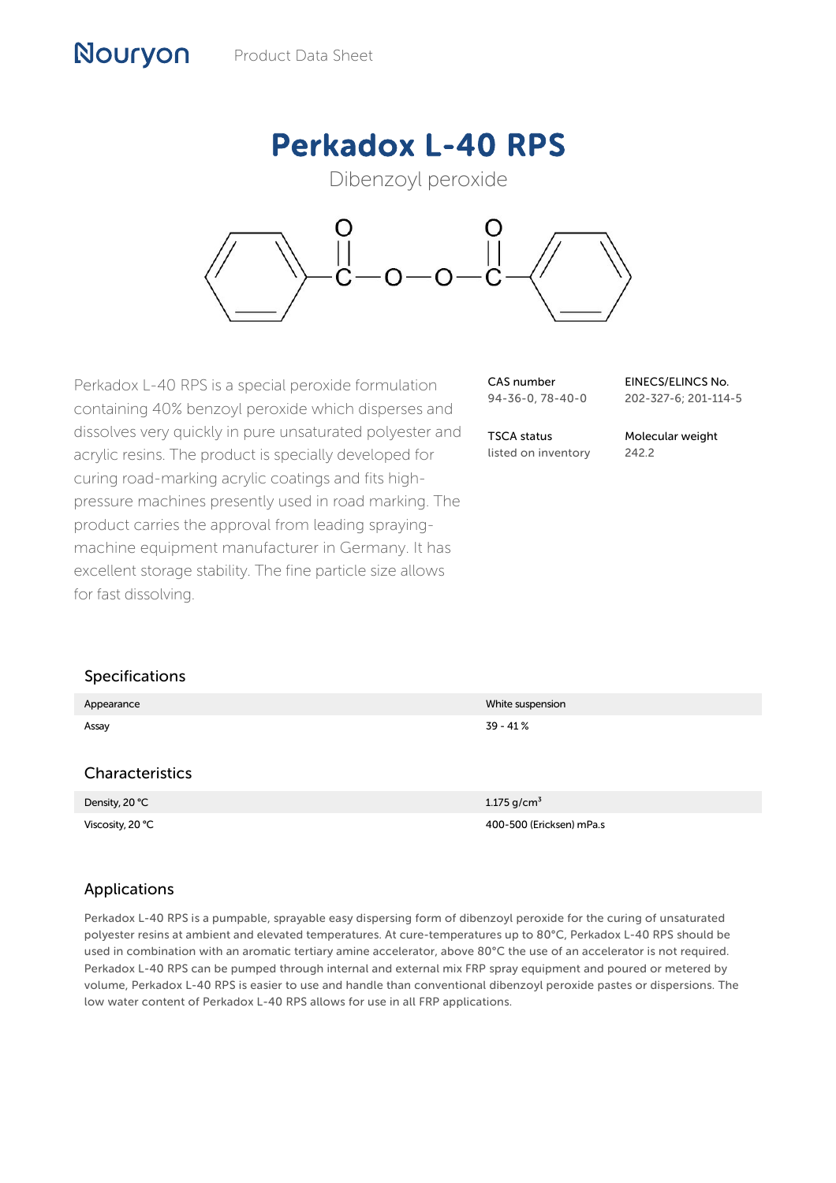Nouryon Product Data Sheet

# Perkadox L-40 RPS

Dibenzoyl peroxide

Perkadox L-40 RPS is a special peroxide formulation containing 40% benzoyl peroxide which disperses and dissolves very quickly in pure unsaturated polyester and acrylic resins. The product is specially developed for curing road-marking acrylic coatings and fits high-pressure machines presently used in road marking. The product carries the approval from leading spraying-machine equipment manufacturer in Germany. It has excellent storage stability. The fine particle size allows for fast dissolving.

| CAS number | EINECS/ELINCS No. |
|---|---|
| 94-36-0, 78-40-0 | 202-327-6; 201-114-5 |
| **TSCA status** | **Molecular weight** |
| listed on inventory | 242.2 |

## Specifications

| | |
|---|---|
| Appearance | White suspension |
| Assay | 39 - 41 % |

## Characteristics

| | |
|---|---|
| Density, 20 °C | 1.175 g/cm$^3$ |
| Viscosity, 20 °C | 400-500 (Ericksen) mPa.s |

## Applications

Perkadox L-40 RPS is a pumpable, sprayable easy dispersing form of dibenzoyl peroxide for the curing of unsaturated polyester resins at ambient and elevated temperatures. At cure-temperatures up to 80°C, Perkadox L-40 RPS should be used in combination with an aromatic tertiary amine accelerator, above 80°C the use of an accelerator is not required. Perkadox L-40 RPS can be pumped through internal and external mix FRP spray equipment and poured or metered by volume, Perkadox L-40 RPS is easier to use and handle than conventional dibenzoyl peroxide pastes or dispersions. The low water content of Perkadox L-40 RPS allows for use in all FRP applications.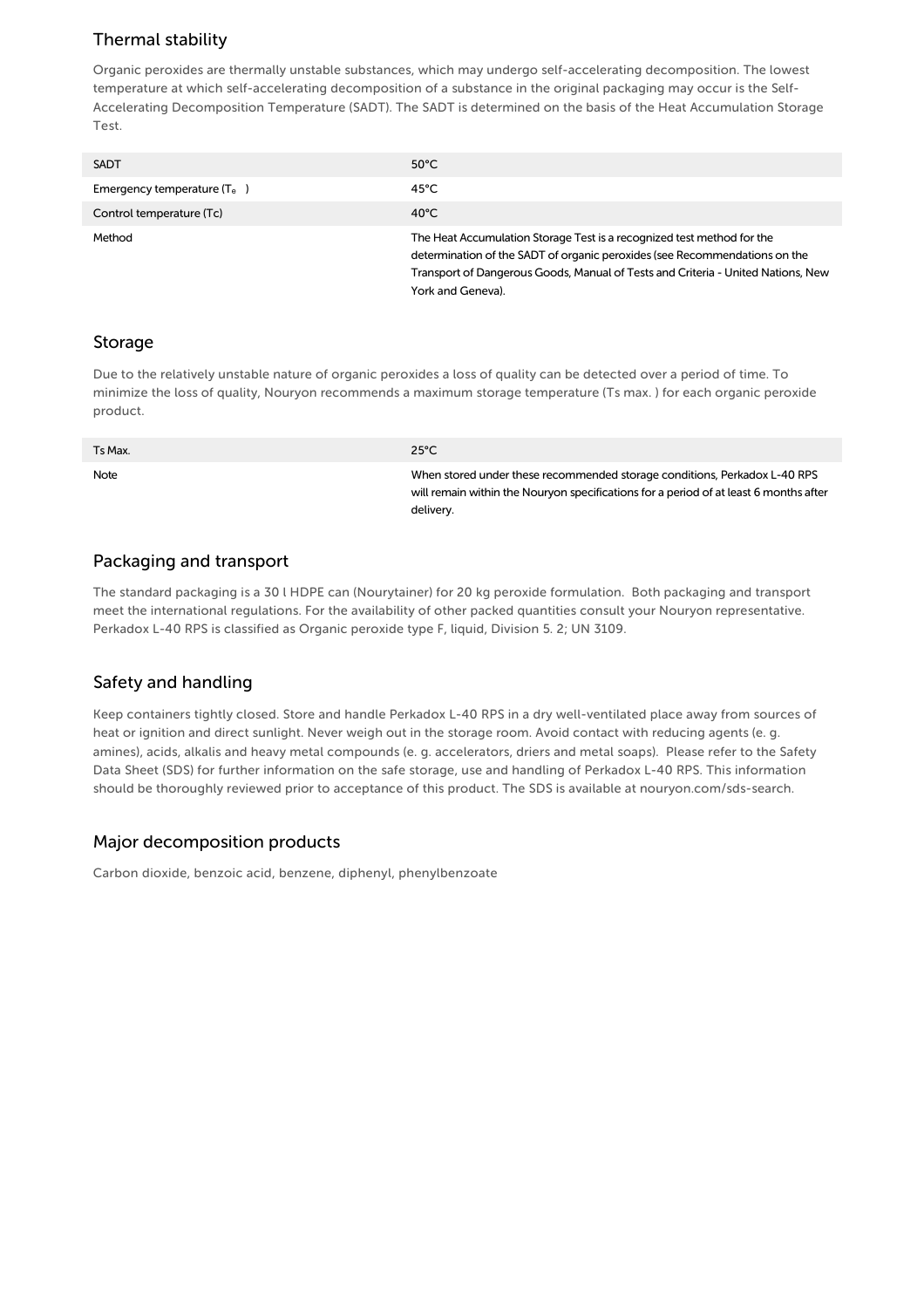## Thermal stability

Organic peroxides are thermally unstable substances, which may undergo self-accelerating decomposition. The lowest temperature at which self-accelerating decomposition of a substance in the original packaging may occur is the Self-Accelerating Decomposition Temperature (SADT). The SADT is determined on the basis of the Heat Accumulation Storage Test.

| SADT | 50°C |
| --- | --- |
| Emergency temperature ($T_e$) | 45°C |
| Control temperature (Tc) | 40°C |
| Method | The Heat Accumulation Storage Test is a recognized test method for the determination of the SADT of organic peroxides (see Recommendations on the Transport of Dangerous Goods, Manual of Tests and Criteria - United Nations, New York and Geneva). |

## Storage

Due to the relatively unstable nature of organic peroxides a loss of quality can be detected over a period of time. To minimize the loss of quality, Nouryon recommends a maximum storage temperature (Ts max. ) for each organic peroxide product.

| Ts Max. | 25°C |
| --- | --- |
| Note | When stored under these recommended storage conditions, Perkadox L-40 RPS will remain within the Nouryon specifications for a period of at least 6 months after delivery. |

## Packaging and transport

The standard packaging is a 30 l HDPE can (Nourytainer) for 20 kg peroxide formulation. Both packaging and transport meet the international regulations. For the availability of other packed quantities consult your Nouryon representative. Perkadox L-40 RPS is classified as Organic peroxide type F, liquid, Division 5. 2; UN 3109.

## Safety and handling

Keep containers tightly closed. Store and handle Perkadox L-40 RPS in a dry well-ventilated place away from sources of heat or ignition and direct sunlight. Never weigh out in the storage room. Avoid contact with reducing agents (e. g. amines), acids, alkalis and heavy metal compounds (e. g. accelerators, driers and metal soaps). Please refer to the Safety Data Sheet (SDS) for further information on the safe storage, use and handling of Perkadox L-40 RPS. This information should be thoroughly reviewed prior to acceptance of this product. The SDS is available at nouryon.com/sds-search.

## Major decomposition products

Carbon dioxide, benzoic acid, benzene, diphenyl, phenylbenzoate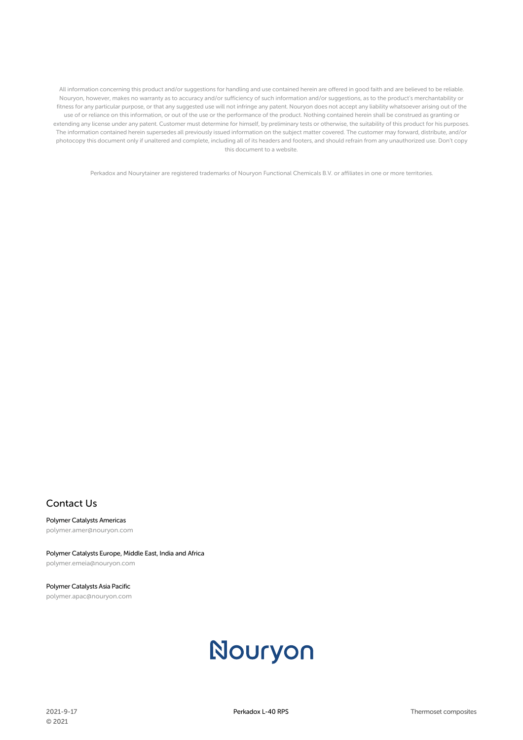All information concerning this product and/or suggestions for handling and use contained herein are offered in good faith and are believed to be reliable. Nouryon, however, makes no warranty as to accuracy and/or sufficiency of such information and/or suggestions, as to the product's merchantability or fitness for any particular purpose, or that any suggested use will not infringe any patent. Nouryon does not accept any liability whatsoever arising out of the use of or reliance on this information, or out of the use or the performance of the product. Nothing contained herein shall be construed as granting or extending any license under any patent. Customer must determine for himself, by preliminary tests or otherwise, the suitability of this product for his purposes. The information contained herein supersedes all previously issued information on the subject matter covered. The customer may forward, distribute, and/or photocopy this document only if unaltered and complete, including all of its headers and footers, and should refrain from any unauthorized use. Don't copy this document to a website.

Perkadox and Nourytainer are registered trademarks of Nouryon Functional Chemicals B.V. or affiliates in one or more territories.

## Contact Us

Polymer Catalysts Americas
polymer.amer@nouryon.com

Polymer Catalysts Europe, Middle East, India and Africa
polymer.emeia@nouryon.com

Polymer Catalysts Asia Pacific
polymer.apac@nouryon.com

Nouryon

2021-9-17
© 2021